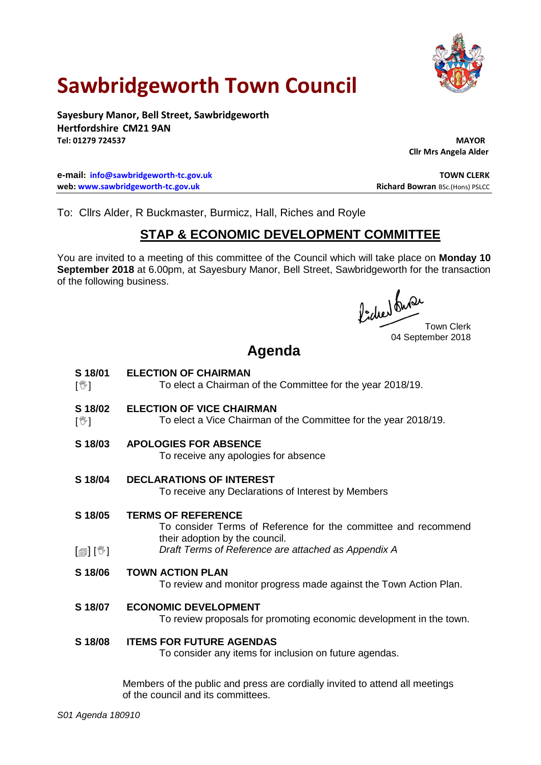# Sawbridgeworth Town Council

**Sayesbury Manor, Bell Street, Sawbridgeworth**
**Hertfordshire CM21 9AN**
**Tel: 01279 724537**

**MAYOR**
**Cllr Mrs Angela Alder**

**e-mail: info@sawbridgeworth-tc.gov.uk**
**web: www.sawbridgeworth-tc.gov.uk**

**TOWN CLERK**
**Richard Bowran** BSc.(Hons) PSLCC

To: Cllrs Alder, R Buckmaster, Burmicz, Hall, Riches and Royle

## STAP & ECONOMIC DEVELOPMENT COMMITTEE

You are invited to a meeting of this committee of the Council which will take place on **Monday 10 September 2018** at 6.00pm, at Sayesbury Manor, Bell Street, Sawbridgeworth for the transaction of the following business.

Town Clerk
04 September 2018

## Agenda

**S 18/01** [✋] **ELECTION OF CHAIRMAN**
To elect a Chairman of the Committee for the year 2018/19.

**S 18/02** [✋] **ELECTION OF VICE CHAIRMAN**
To elect a Vice Chairman of the Committee for the year 2018/19.

**S 18/03** **APOLOGIES FOR ABSENCE**
To receive any apologies for absence

**S 18/04** **DECLARATIONS OF INTEREST**
To receive any Declarations of Interest by Members

**S 18/05** **TERMS OF REFERENCE**
To consider Terms of Reference for the committee and recommend their adoption by the council.
[📄] [✋] *Draft Terms of Reference are attached as Appendix A*

**S 18/06** **TOWN ACTION PLAN**
To review and monitor progress made against the Town Action Plan.

**S 18/07** **ECONOMIC DEVELOPMENT**
To review proposals for promoting economic development in the town.

**S 18/08** **ITEMS FOR FUTURE AGENDAS**
To consider any items for inclusion on future agendas.

Members of the public and press are cordially invited to attend all meetings of the council and its committees.

*S01 Agenda 180910*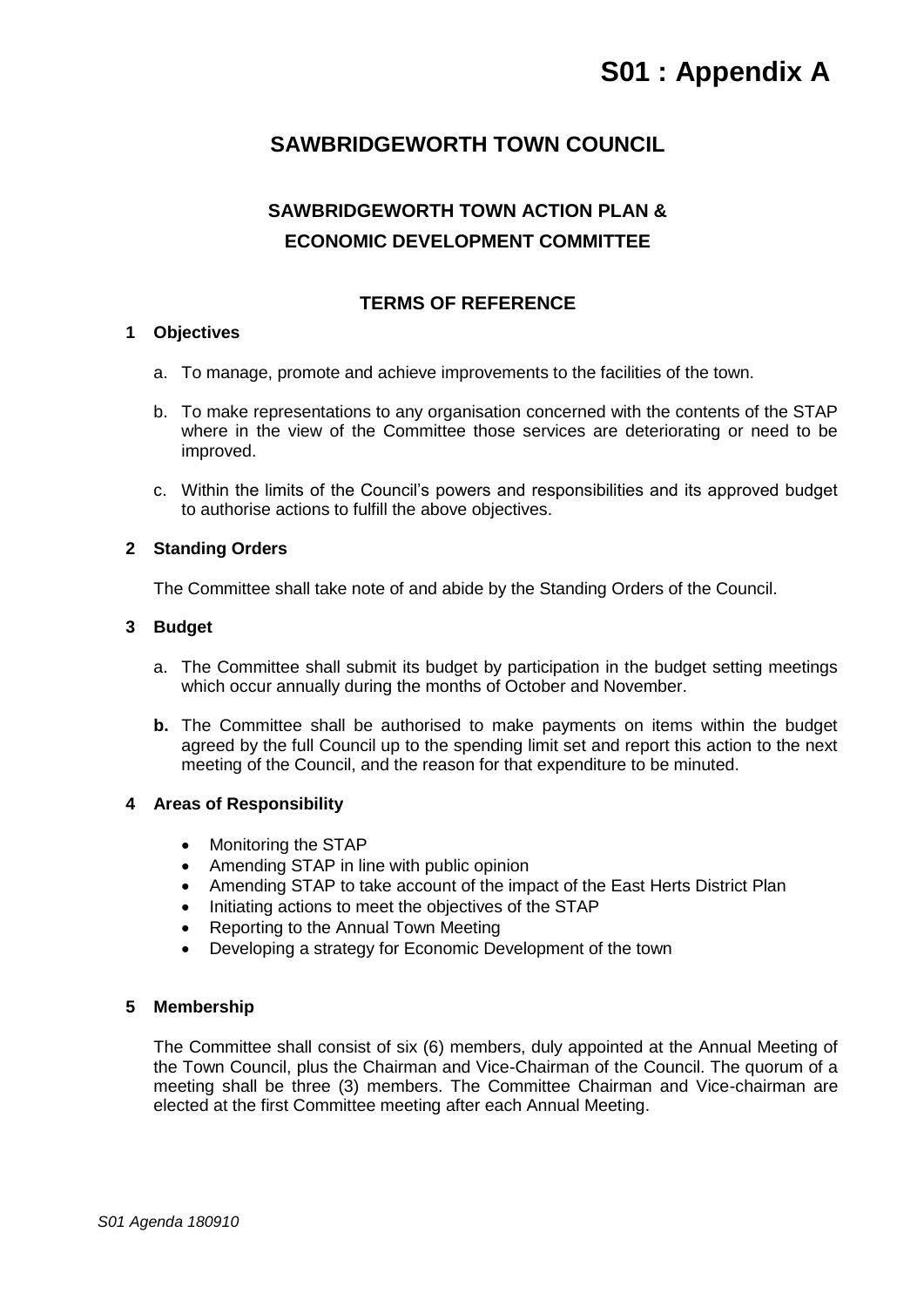# S01 : Appendix A

## SAWBRIDGEWORTH TOWN COUNCIL

## SAWBRIDGEWORTH TOWN ACTION PLAN & ECONOMIC DEVELOPMENT COMMITTEE

### TERMS OF REFERENCE

**1 Objectives**

a. To manage, promote and achieve improvements to the facilities of the town.

b. To make representations to any organisation concerned with the contents of the STAP where in the view of the Committee those services are deteriorating or need to be improved.

c. Within the limits of the Council's powers and responsibilities and its approved budget to authorise actions to fulfill the above objectives.

**2 Standing Orders**

The Committee shall take note of and abide by the Standing Orders of the Council.

**3 Budget**

a. The Committee shall submit its budget by participation in the budget setting meetings which occur annually during the months of October and November.

**b.** The Committee shall be authorised to make payments on items within the budget agreed by the full Council up to the spending limit set and report this action to the next meeting of the Council, and the reason for that expenditure to be minuted.

**4 Areas of Responsibility**

- Monitoring the STAP
- Amending STAP in line with public opinion
- Amending STAP to take account of the impact of the East Herts District Plan
- Initiating actions to meet the objectives of the STAP
- Reporting to the Annual Town Meeting
- Developing a strategy for Economic Development of the town

**5 Membership**

The Committee shall consist of six (6) members, duly appointed at the Annual Meeting of the Town Council, plus the Chairman and Vice-Chairman of the Council. The quorum of a meeting shall be three (3) members. The Committee Chairman and Vice-chairman are elected at the first Committee meeting after each Annual Meeting.